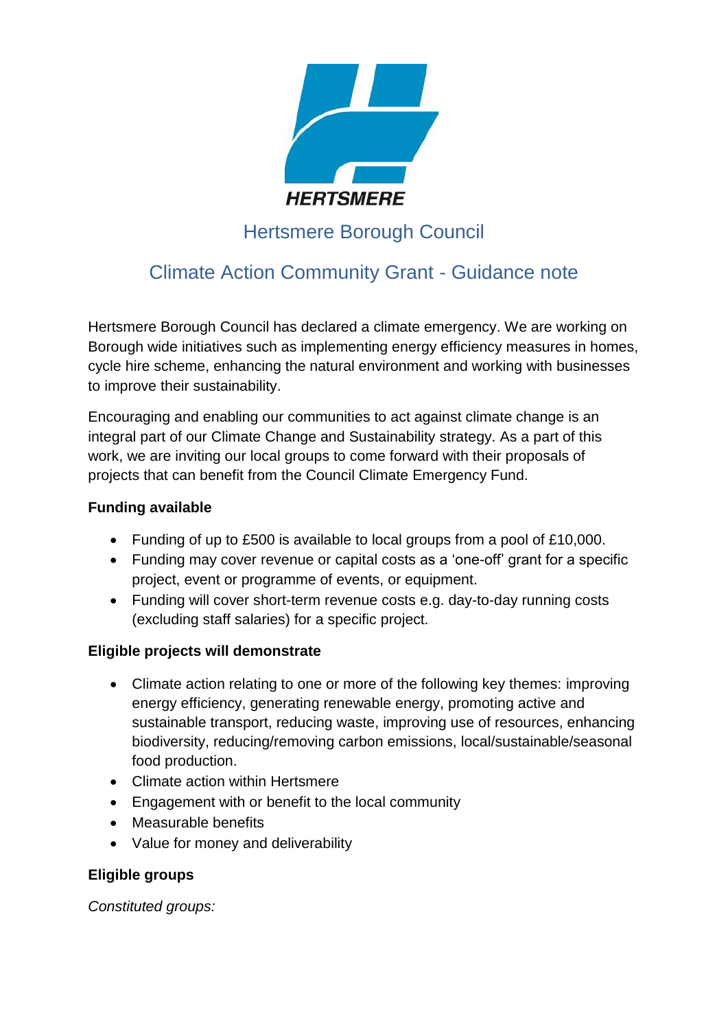HERTSMERE

# Hertsmere Borough Council

## Climate Action Community Grant - Guidance note

Hertsmere Borough Council has declared a climate emergency. We are working on Borough wide initiatives such as implementing energy efficiency measures in homes, cycle hire scheme, enhancing the natural environment and working with businesses to improve their sustainability.

Encouraging and enabling our communities to act against climate change is an integral part of our Climate Change and Sustainability strategy. As a part of this work, we are inviting our local groups to come forward with their proposals of projects that can benefit from the Council Climate Emergency Fund.

**Funding available**

- Funding of up to £500 is available to local groups from a pool of £10,000.
- Funding may cover revenue or capital costs as a 'one-off' grant for a specific project, event or programme of events, or equipment.
- Funding will cover short-term revenue costs e.g. day-to-day running costs (excluding staff salaries) for a specific project.

**Eligible projects will demonstrate**

- Climate action relating to one or more of the following key themes: improving energy efficiency, generating renewable energy, promoting active and sustainable transport, reducing waste, improving use of resources, enhancing biodiversity, reducing/removing carbon emissions, local/sustainable/seasonal food production.
- Climate action within Hertsmere
- Engagement with or benefit to the local community
- Measurable benefits
- Value for money and deliverability

**Eligible groups**

*Constituted groups:*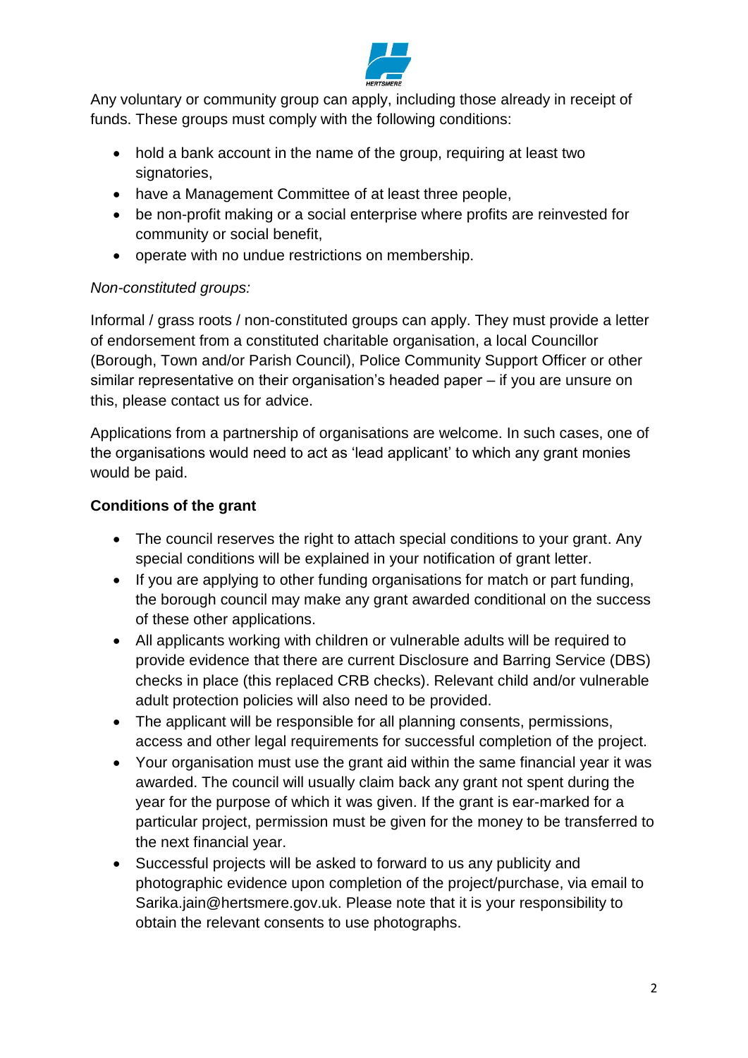Any voluntary or community group can apply, including those already in receipt of funds. These groups must comply with the following conditions:

- hold a bank account in the name of the group, requiring at least two signatories,
- have a Management Committee of at least three people,
- be non-profit making or a social enterprise where profits are reinvested for community or social benefit,
- operate with no undue restrictions on membership.

*Non-constituted groups:*

Informal / grass roots / non-constituted groups can apply. They must provide a letter of endorsement from a constituted charitable organisation, a local Councillor (Borough, Town and/or Parish Council), Police Community Support Officer or other similar representative on their organisation's headed paper – if you are unsure on this, please contact us for advice.

Applications from a partnership of organisations are welcome. In such cases, one of the organisations would need to act as 'lead applicant' to which any grant monies would be paid.

**Conditions of the grant**

- The council reserves the right to attach special conditions to your grant. Any special conditions will be explained in your notification of grant letter.
- If you are applying to other funding organisations for match or part funding, the borough council may make any grant awarded conditional on the success of these other applications.
- All applicants working with children or vulnerable adults will be required to provide evidence that there are current Disclosure and Barring Service (DBS) checks in place (this replaced CRB checks). Relevant child and/or vulnerable adult protection policies will also need to be provided.
- The applicant will be responsible for all planning consents, permissions, access and other legal requirements for successful completion of the project.
- Your organisation must use the grant aid within the same financial year it was awarded. The council will usually claim back any grant not spent during the year for the purpose of which it was given. If the grant is ear-marked for a particular project, permission must be given for the money to be transferred to the next financial year.
- Successful projects will be asked to forward to us any publicity and photographic evidence upon completion of the project/purchase, via email to Sarika.jain@hertsmere.gov.uk. Please note that it is your responsibility to obtain the relevant consents to use photographs.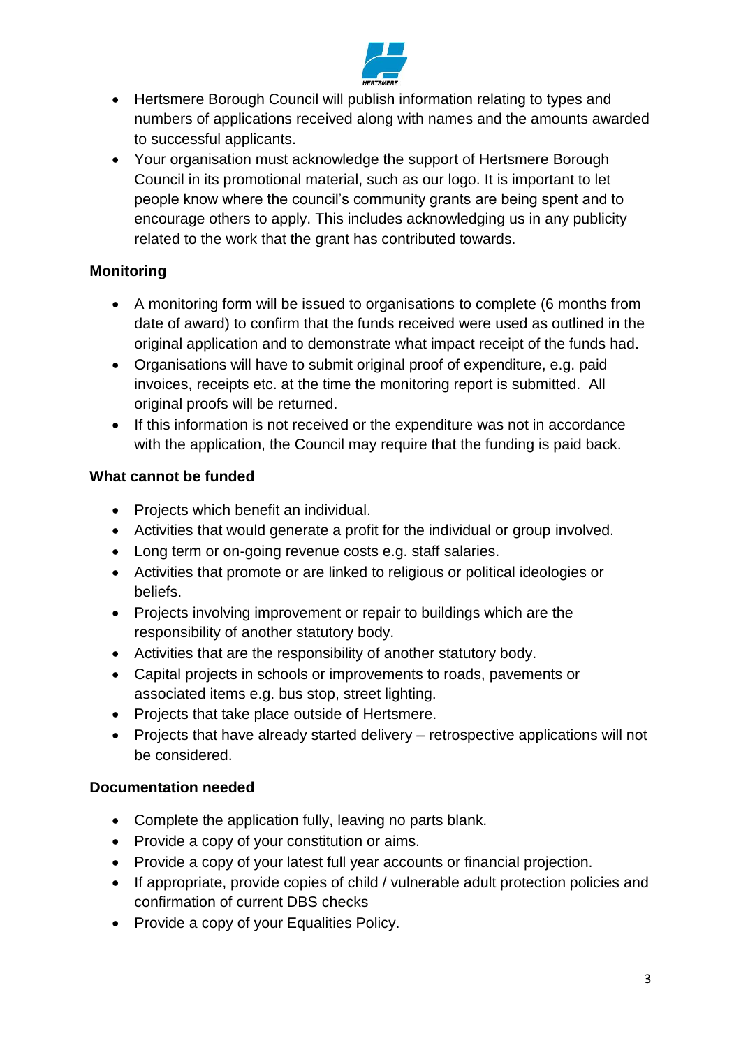- Hertsmere Borough Council will publish information relating to types and numbers of applications received along with names and the amounts awarded to successful applicants.
- Your organisation must acknowledge the support of Hertsmere Borough Council in its promotional material, such as our logo. It is important to let people know where the council's community grants are being spent and to encourage others to apply. This includes acknowledging us in any publicity related to the work that the grant has contributed towards.

**Monitoring**

- A monitoring form will be issued to organisations to complete (6 months from date of award) to confirm that the funds received were used as outlined in the original application and to demonstrate what impact receipt of the funds had.
- Organisations will have to submit original proof of expenditure, e.g. paid invoices, receipts etc. at the time the monitoring report is submitted. All original proofs will be returned.
- If this information is not received or the expenditure was not in accordance with the application, the Council may require that the funding is paid back.

**What cannot be funded**

- Projects which benefit an individual.
- Activities that would generate a profit for the individual or group involved.
- Long term or on-going revenue costs e.g. staff salaries.
- Activities that promote or are linked to religious or political ideologies or beliefs.
- Projects involving improvement or repair to buildings which are the responsibility of another statutory body.
- Activities that are the responsibility of another statutory body.
- Capital projects in schools or improvements to roads, pavements or associated items e.g. bus stop, street lighting.
- Projects that take place outside of Hertsmere.
- Projects that have already started delivery – retrospective applications will not be considered.

**Documentation needed**

- Complete the application fully, leaving no parts blank.
- Provide a copy of your constitution or aims.
- Provide a copy of your latest full year accounts or financial projection.
- If appropriate, provide copies of child / vulnerable adult protection policies and confirmation of current DBS checks
- Provide a copy of your Equalities Policy.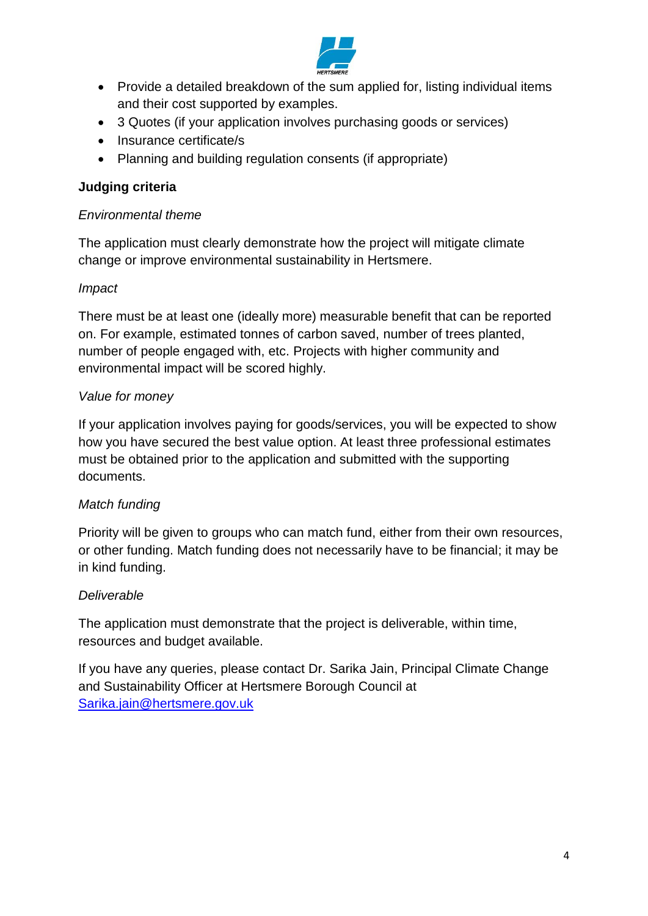- Provide a detailed breakdown of the sum applied for, listing individual items and their cost supported by examples.
- 3 Quotes (if your application involves purchasing goods or services)
- Insurance certificate/s
- Planning and building regulation consents (if appropriate)

**Judging criteria**

*Environmental theme*

The application must clearly demonstrate how the project will mitigate climate change or improve environmental sustainability in Hertsmere.

*Impact*

There must be at least one (ideally more) measurable benefit that can be reported on. For example, estimated tonnes of carbon saved, number of trees planted, number of people engaged with, etc. Projects with higher community and environmental impact will be scored highly.

*Value for money*

If your application involves paying for goods/services, you will be expected to show how you have secured the best value option. At least three professional estimates must be obtained prior to the application and submitted with the supporting documents.

*Match funding*

Priority will be given to groups who can match fund, either from their own resources, or other funding. Match funding does not necessarily have to be financial; it may be in kind funding.

*Deliverable*

The application must demonstrate that the project is deliverable, within time, resources and budget available.

If you have any queries, please contact Dr. Sarika Jain, Principal Climate Change and Sustainability Officer at Hertsmere Borough Council at [Sarika.jain@hertsmere.gov.uk](mailto:Sarika.jain@hertsmere.gov.uk)